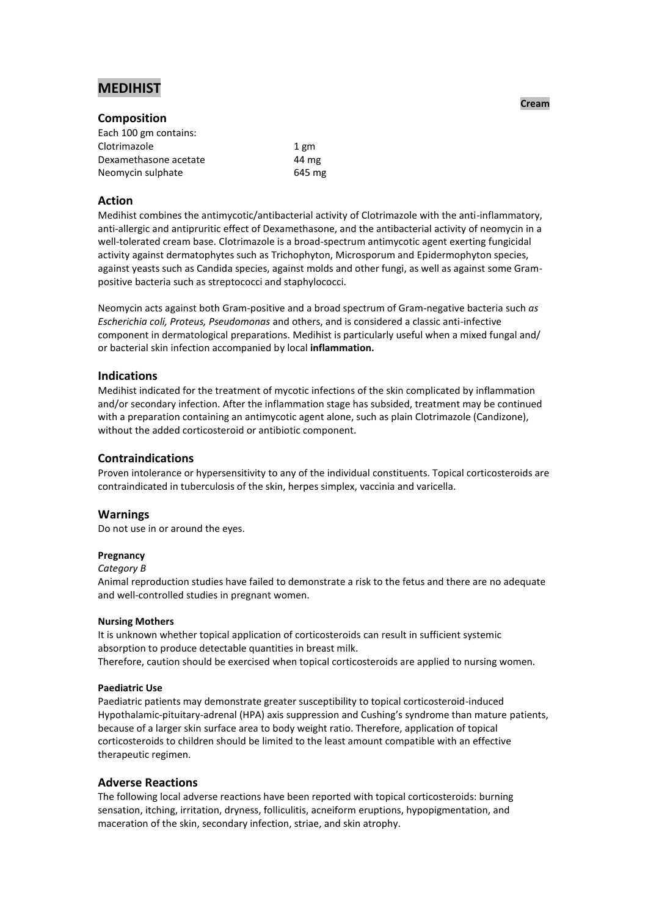# MEDIHIST

**Cream**

## Composition

Each 100 gm contains:

| | |
|---|---|
| Clotrimazole | 1 gm |
| Dexamethasone acetate | 44 mg |
| Neomycin sulphate | 645 mg |

## Action

Medihist combines the antimycotic/antibacterial activity of Clotrimazole with the anti-inflammatory, anti-allergic and antipruritic effect of Dexamethasone, and the antibacterial activity of neomycin in a well-tolerated cream base. Clotrimazole is a broad-spectrum antimycotic agent exerting fungicidal activity against dermatophytes such as Trichophyton, Microsporum and Epidermophyton species, against yeasts such as Candida species, against molds and other fungi, as well as against some Gram-positive bacteria such as streptococci and staphylococci.

Neomycin acts against both Gram-positive and a broad spectrum of Gram-negative bacteria such *as Escherichia coli, Proteus, Pseudomonas* and others, and is considered a classic anti-infective component in dermatological preparations. Medihist is particularly useful when a mixed fungal and/ or bacterial skin infection accompanied by local **inflammation.**

## Indications

Medihist indicated for the treatment of mycotic infections of the skin complicated by inflammation and/or secondary infection. After the inflammation stage has subsided, treatment may be continued with a preparation containing an antimycotic agent alone, such as plain Clotrimazole (Candizone), without the added corticosteroid or antibiotic component.

## Contraindications

Proven intolerance or hypersensitivity to any of the individual constituents. Topical corticosteroids are contraindicated in tuberculosis of the skin, herpes simplex, vaccinia and varicella.

## Warnings

Do not use in or around the eyes.

#### Pregnancy

*Category B*

Animal reproduction studies have failed to demonstrate a risk to the fetus and there are no adequate and well-controlled studies in pregnant women.

#### Nursing Mothers

It is unknown whether topical application of corticosteroids can result in sufficient systemic absorption to produce detectable quantities in breast milk.

Therefore, caution should be exercised when topical corticosteroids are applied to nursing women.

#### Paediatric Use

Paediatric patients may demonstrate greater susceptibility to topical corticosteroid-induced Hypothalamic-pituitary-adrenal (HPA) axis suppression and Cushing's syndrome than mature patients, because of a larger skin surface area to body weight ratio. Therefore, application of topical corticosteroids to children should be limited to the least amount compatible with an effective therapeutic regimen.

## Adverse Reactions

The following local adverse reactions have been reported with topical corticosteroids: burning sensation, itching, irritation, dryness, folliculitis, acneiform eruptions, hypopigmentation, and maceration of the skin, secondary infection, striae, and skin atrophy.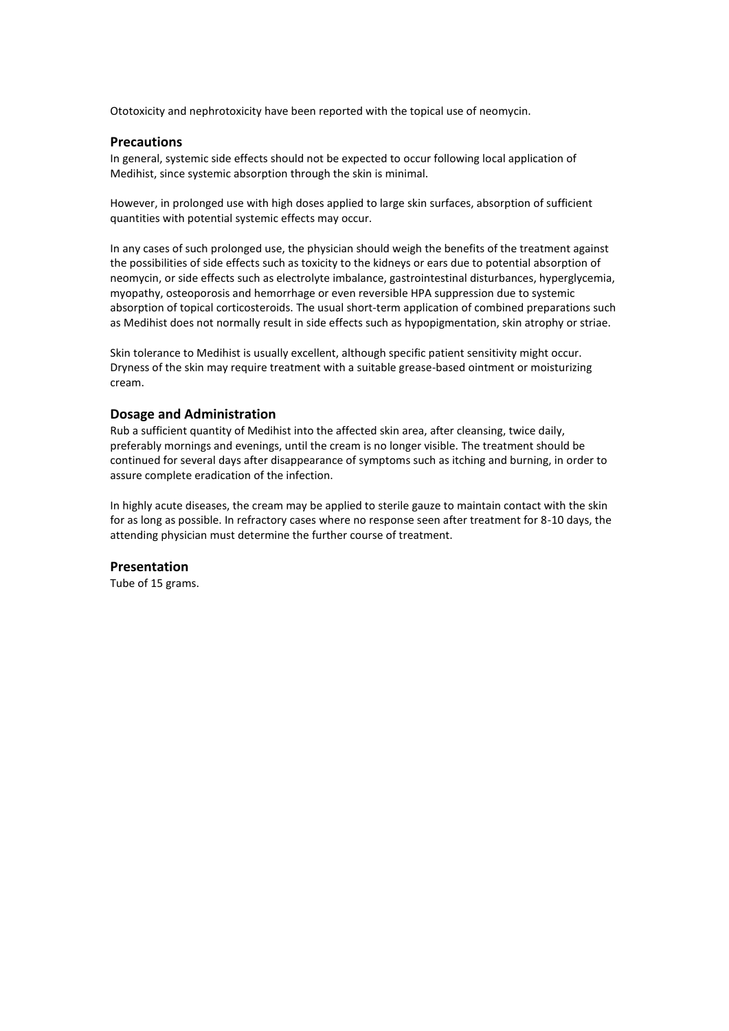Ototoxicity and nephrotoxicity have been reported with the topical use of neomycin.

## Precautions

In general, systemic side effects should not be expected to occur following local application of Medihist, since systemic absorption through the skin is minimal.

However, in prolonged use with high doses applied to large skin surfaces, absorption of sufficient quantities with potential systemic effects may occur.

In any cases of such prolonged use, the physician should weigh the benefits of the treatment against the possibilities of side effects such as toxicity to the kidneys or ears due to potential absorption of neomycin, or side effects such as electrolyte imbalance, gastrointestinal disturbances, hyperglycemia, myopathy, osteoporosis and hemorrhage or even reversible HPA suppression due to systemic absorption of topical corticosteroids. The usual short-term application of combined preparations such as Medihist does not normally result in side effects such as hypopigmentation, skin atrophy or striae.

Skin tolerance to Medihist is usually excellent, although specific patient sensitivity might occur. Dryness of the skin may require treatment with a suitable grease-based ointment or moisturizing cream.

## Dosage and Administration

Rub a sufficient quantity of Medihist into the affected skin area, after cleansing, twice daily, preferably mornings and evenings, until the cream is no longer visible. The treatment should be continued for several days after disappearance of symptoms such as itching and burning, in order to assure complete eradication of the infection.

In highly acute diseases, the cream may be applied to sterile gauze to maintain contact with the skin for as long as possible. In refractory cases where no response seen after treatment for 8-10 days, the attending physician must determine the further course of treatment.

## Presentation

Tube of 15 grams.